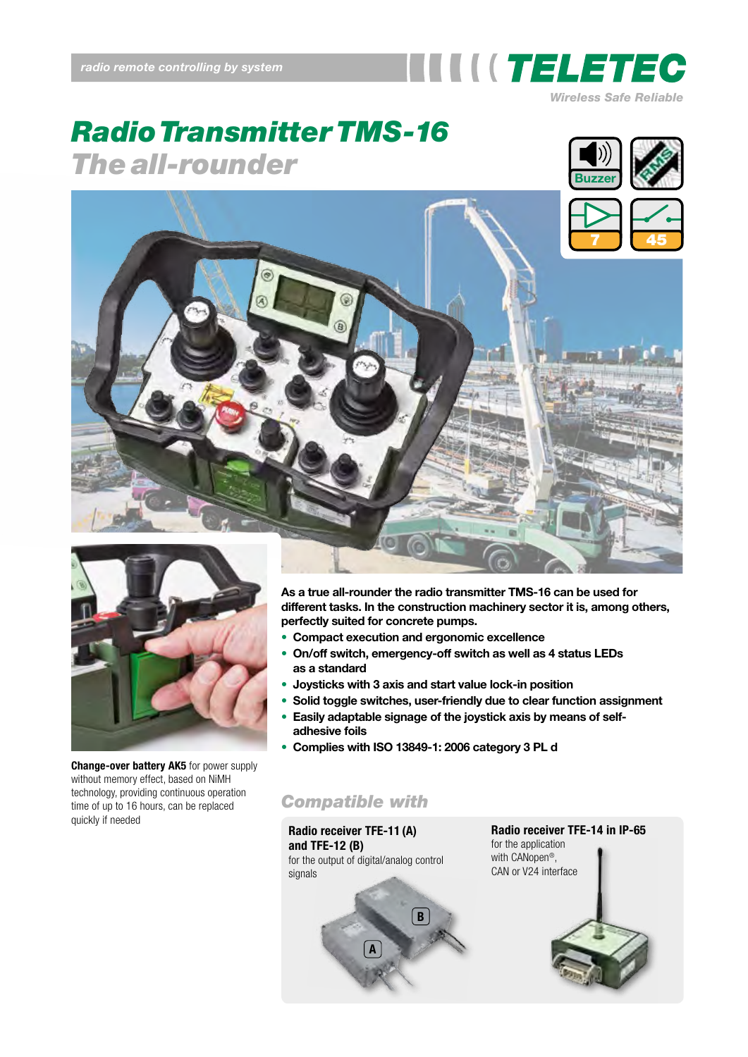radio remote controlling by system

TELETEC

Wireless Safe Reliable

# Radio Transmitter TMS-16

## The all-rounder

Buzzer | RMS | 7 | 45

**Change-over battery AK5** for power supply without memory effect, based on NiMH technology, providing continuous operation time of up to 16 hours, can be replaced quickly if needed

**As a true all-rounder the radio transmitter TMS-16 can be used for different tasks. In the construction machinery sector it is, among others, perfectly suited for concrete pumps.**

- **Compact execution and ergonomic excellence**
- **On/off switch, emergency-off switch as well as 4 status LEDs as a standard**
- **Joysticks with 3 axis and start value lock-in position**
- **Solid toggle switches, user-friendly due to clear function assignment**
- **Easily adaptable signage of the joystick axis by means of self-adhesive foils**
- **Complies with ISO 13849-1: 2006 category 3 PL d**

## Compatible with

**Radio receiver TFE-11 (A) and TFE-12 (B)**
for the output of digital/analog control signals

**Radio receiver TFE-14 in IP-65**
for the application with CANopen®, CAN or V24 interface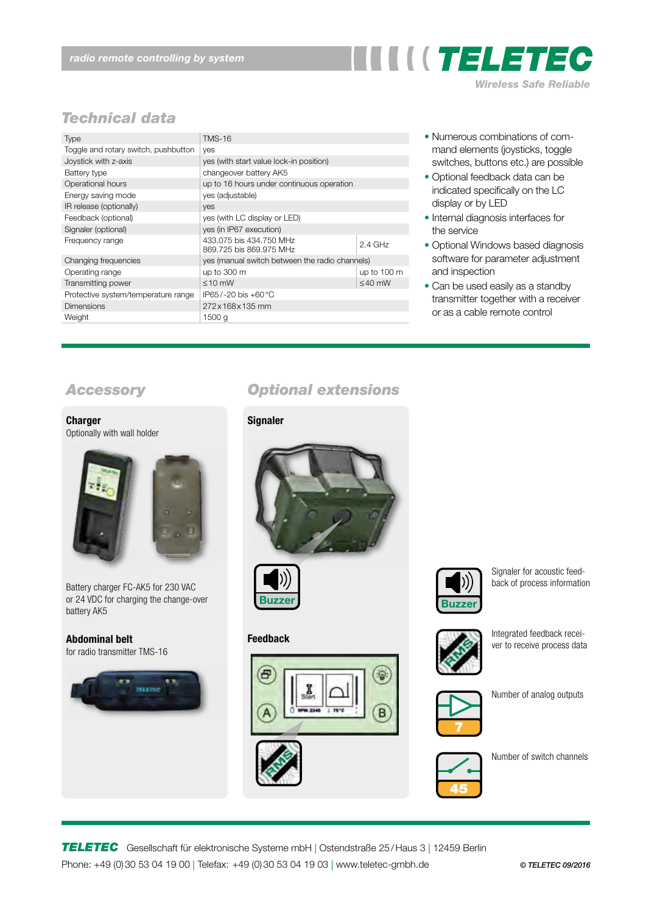## Technical data

| | | |
|---|---|---|
| Type | TMS-16 | |
| Toggle and rotary switch, pushbutton | yes | |
| Joystick with z-axis | yes (with start value lock-in position) | |
| Battery type | changeover battery AK5 | |
| Operational hours | up to 16 hours under continuous operation | |
| Energy saving mode | yes (adjustable) | |
| IR release (optionally) | yes | |
| Feedback (optional) | yes (with LC display or LED) | |
| Signaler (optional) | yes (in IP67 execution) | |
| Frequency range | 433.075 bis 434.750 MHz<br>869.725 bis 869.975 MHz | 2.4 GHz |
| Changing frequencies | yes (manual switch between the radio channels) | |
| Operating range | up to 300 m | up to 100 m |
| Transmitting power | ≤10 mW | ≤40 mW |
| Protective system/temperature range | IP65/-20 bis +60 °C | |
| Dimensions | 272 x 168 x 135 mm | |
| Weight | 1500 g | |

- Numerous combinations of command elements (joysticks, toggle switches, buttons etc.) are possible
- Optional feedback data can be indicated specifically on the LC display or by LED
- Internal diagnosis interfaces for the service
- Optional Windows based diagnosis software for parameter adjustment and inspection
- Can be used easily as a standby transmitter together with a receiver or as a cable remote control

## Accessory

**Charger**
Optionally with wall holder

Battery charger FC-AK5 for 230 VAC or 24 VDC for charging the change-over battery AK5

**Abdominal belt**
for radio transmitter TMS-16

## Optional extensions

**Signaler**

Buzzer

**Feedback**

Signaler for acoustic feedback of process information

Integrated feedback receiver to receive process data

7 — Number of analog outputs

45 — Number of switch channels

**TELETEC** Gesellschaft für elektronische Systeme mbH | Ostendstraße 25/Haus 3 | 12459 Berlin
Phone: +49 (0) 30 53 04 19 00 | Telefax: +49 (0) 30 53 04 19 03 | www.teletec-gmbh.de

© TELETEC 09/2016